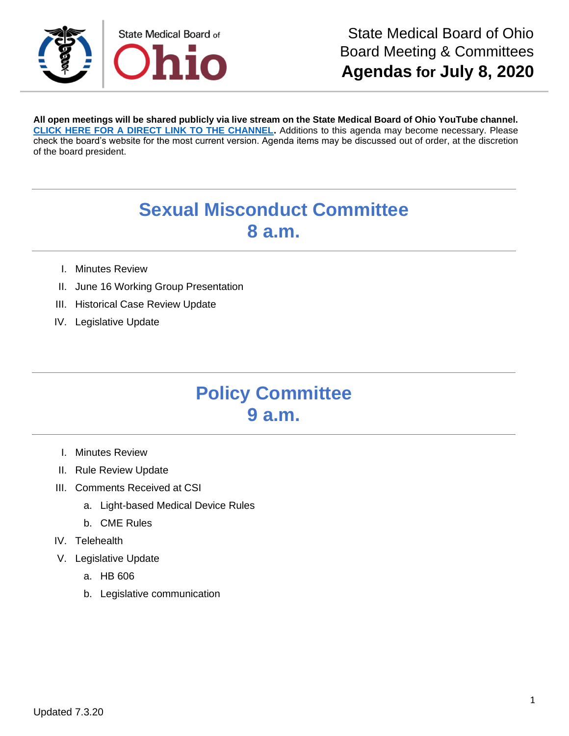State Medical Board of Ohio
Board Meeting & Committees
**Agendas for July 8, 2020**

**All open meetings will be shared publicly via live stream on the State Medical Board of Ohio YouTube channel.** **CLICK HERE FOR A DIRECT LINK TO THE CHANNEL.** Additions to this agenda may become necessary. Please check the board's website for the most current version. Agenda items may be discussed out of order, at the discretion of the board president.

## Sexual Misconduct Committee
## 8 a.m.

I. Minutes Review
II. June 16 Working Group Presentation
III. Historical Case Review Update
IV. Legislative Update

## Policy Committee
## 9 a.m.

I. Minutes Review
II. Rule Review Update
III. Comments Received at CSI
  a. Light-based Medical Device Rules
  b. CME Rules
IV. Telehealth
V. Legislative Update
  a. HB 606
  b. Legislative communication

Updated 7.3.20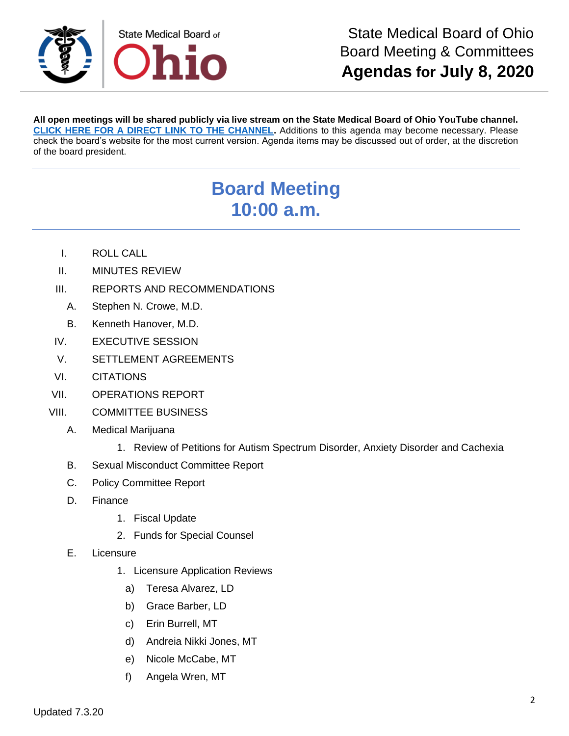State Medical Board of Ohio

State Medical Board of Ohio
Board Meeting & Committees
**Agendas for July 8, 2020**

**All open meetings will be shared publicly via live stream on the State Medical Board of Ohio YouTube channel. [CLICK HERE FOR A DIRECT LINK TO THE CHANNEL](#).** Additions to this agenda may become necessary. Please check the board's website for the most current version. Agenda items may be discussed out of order, at the discretion of the board president.

---

## Board Meeting
## 10:00 a.m.

---

I. ROLL CALL

II. MINUTES REVIEW

III. REPORTS AND RECOMMENDATIONS
   - A. Stephen N. Crowe, M.D.
   - B. Kenneth Hanover, M.D.

IV. EXECUTIVE SESSION

V. SETTLEMENT AGREEMENTS

VI. CITATIONS

VII. OPERATIONS REPORT

VIII. COMMITTEE BUSINESS
   - A. Medical Marijuana
      1. Review of Petitions for Autism Spectrum Disorder, Anxiety Disorder and Cachexia
   - B. Sexual Misconduct Committee Report
   - C. Policy Committee Report
   - D. Finance
      1. Fiscal Update
      2. Funds for Special Counsel
   - E. Licensure
      1. Licensure Application Reviews
         - a) Teresa Alvarez, LD
         - b) Grace Barber, LD
         - c) Erin Burrell, MT
         - d) Andreia Nikki Jones, MT
         - e) Nicole McCabe, MT
         - f) Angela Wren, MT

Updated 7.3.20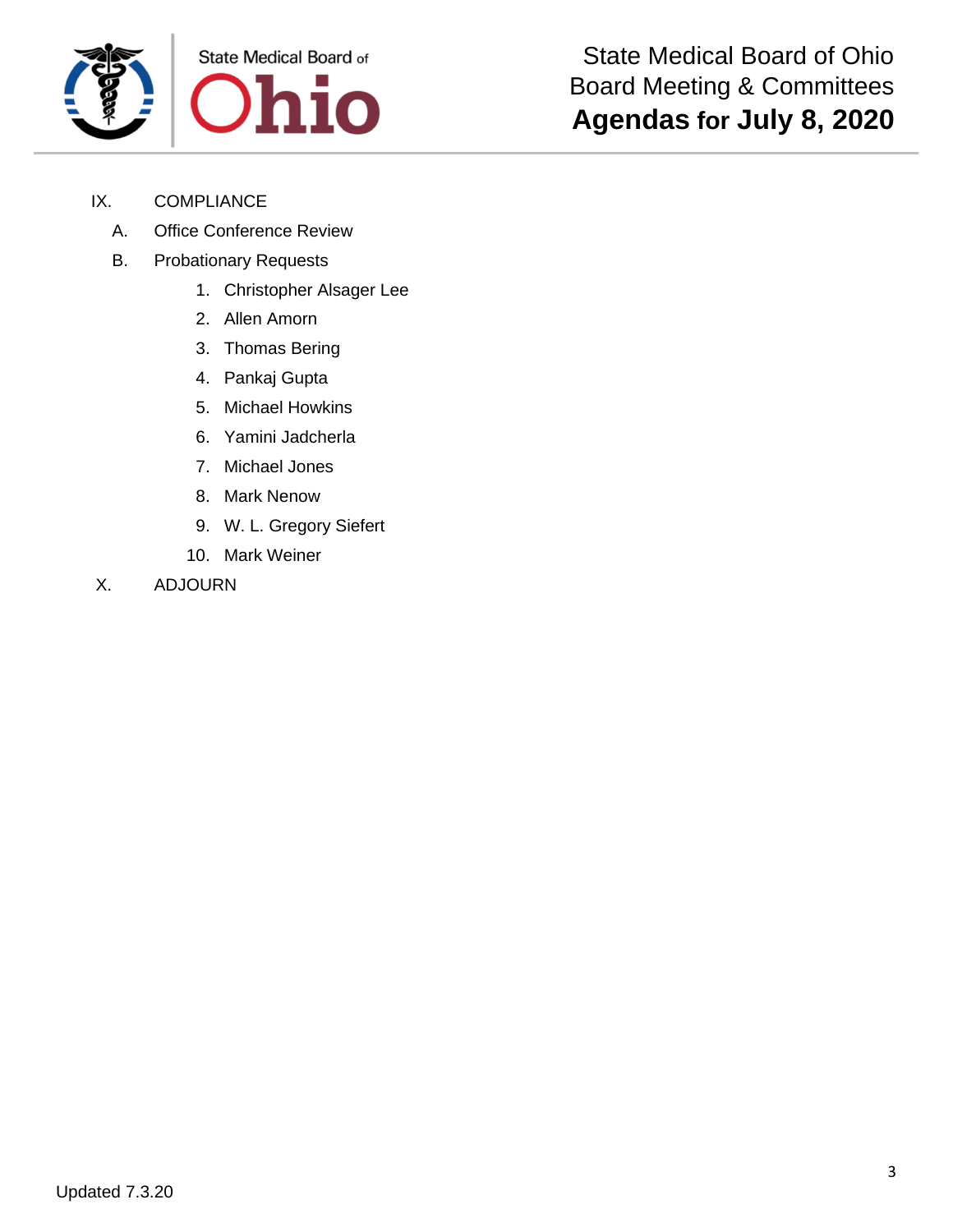IX. COMPLIANCE

A. Office Conference Review

B. Probationary Requests

1. Christopher Alsager Lee
2. Allen Amorn
3. Thomas Bering
4. Pankaj Gupta
5. Michael Howkins
6. Yamini Jadcherla
7. Michael Jones
8. Mark Nenow
9. W. L. Gregory Siefert
10. Mark Weiner

X. ADJOURN

Updated 7.3.20